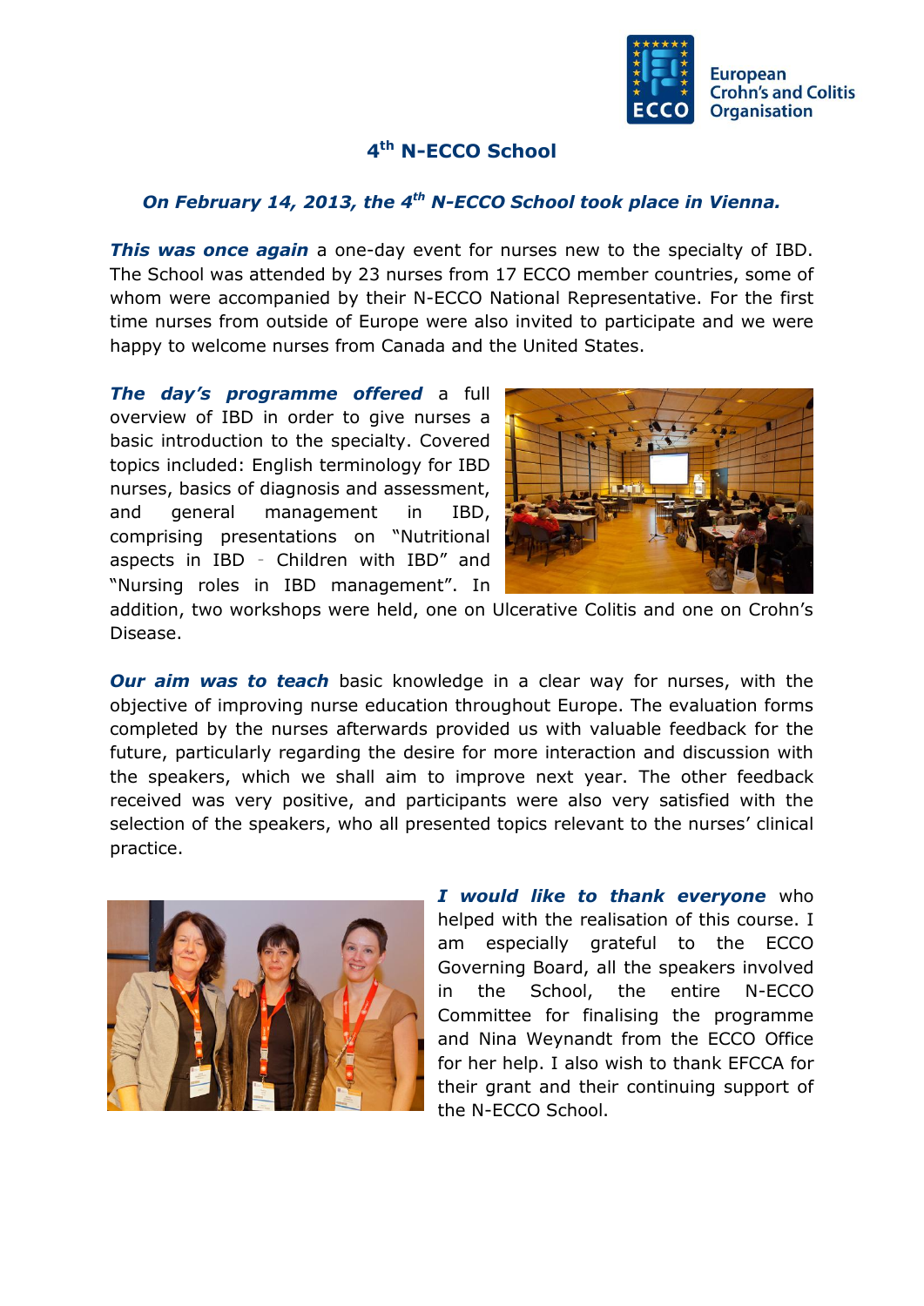# 4th N-ECCO School

***On February 14, 2013, the 4th N-ECCO School took place in Vienna.***

***This was once again*** a one-day event for nurses new to the specialty of IBD. The School was attended by 23 nurses from 17 ECCO member countries, some of whom were accompanied by their N-ECCO National Representative. For the first time nurses from outside of Europe were also invited to participate and we were happy to welcome nurses from Canada and the United States.

***The day's programme offered*** a full overview of IBD in order to give nurses a basic introduction to the specialty. Covered topics included: English terminology for IBD nurses, basics of diagnosis and assessment, and general management in IBD, comprising presentations on "Nutritional aspects in IBD - Children with IBD" and "Nursing roles in IBD management". In addition, two workshops were held, one on Ulcerative Colitis and one on Crohn's Disease.

***Our aim was to teach*** basic knowledge in a clear way for nurses, with the objective of improving nurse education throughout Europe. The evaluation forms completed by the nurses afterwards provided us with valuable feedback for the future, particularly regarding the desire for more interaction and discussion with the speakers, which we shall aim to improve next year. The other feedback received was very positive, and participants were also very satisfied with the selection of the speakers, who all presented topics relevant to the nurses' clinical practice.

***I would like to thank everyone*** who helped with the realisation of this course. I am especially grateful to the ECCO Governing Board, all the speakers involved in the School, the entire N-ECCO Committee for finalising the programme and Nina Weynandt from the ECCO Office for her help. I also wish to thank EFCCA for their grant and their continuing support of the N-ECCO School.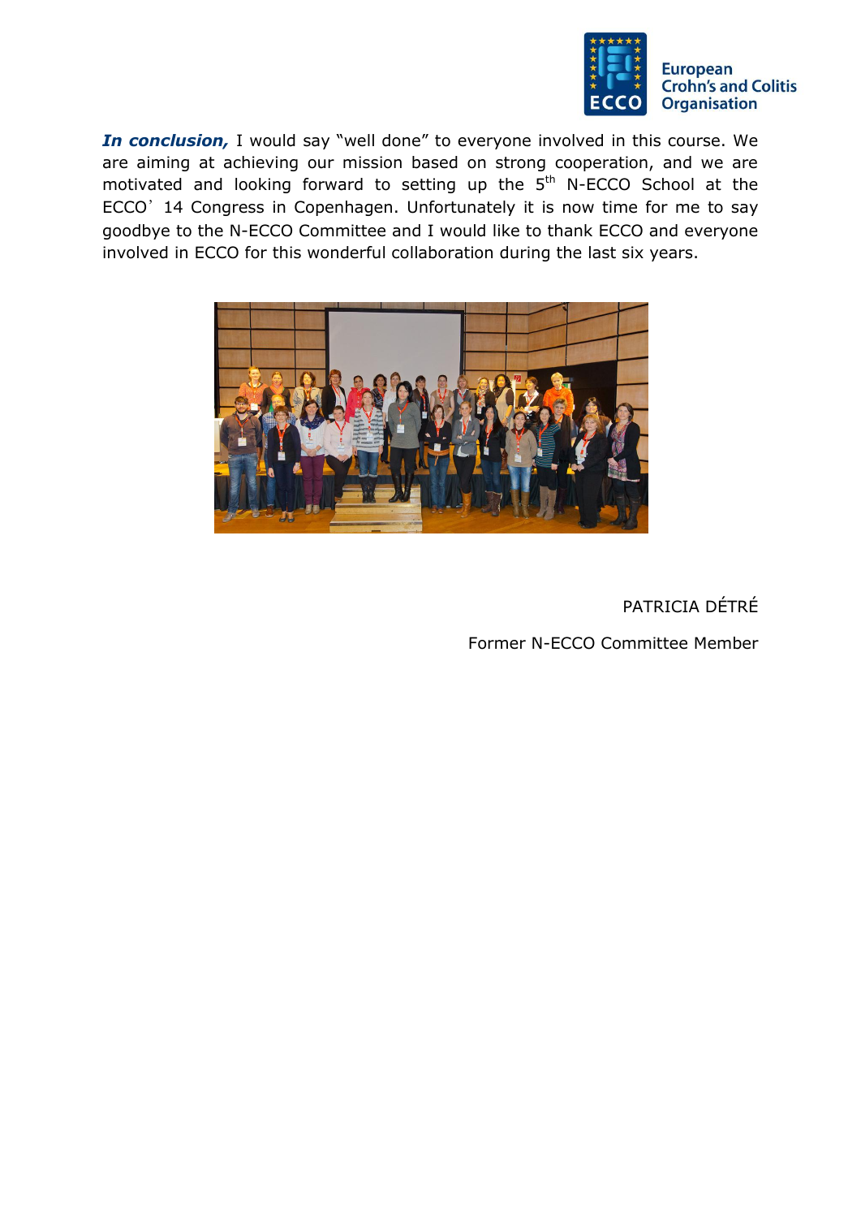***In conclusion,*** I would say "well done" to everyone involved in this course. We are aiming at achieving our mission based on strong cooperation, and we are motivated and looking forward to setting up the 5th N-ECCO School at the ECCO' 14 Congress in Copenhagen. Unfortunately it is now time for me to say goodbye to the N-ECCO Committee and I would like to thank ECCO and everyone involved in ECCO for this wonderful collaboration during the last six years.

PATRICIA DÉTRÉ

Former N-ECCO Committee Member